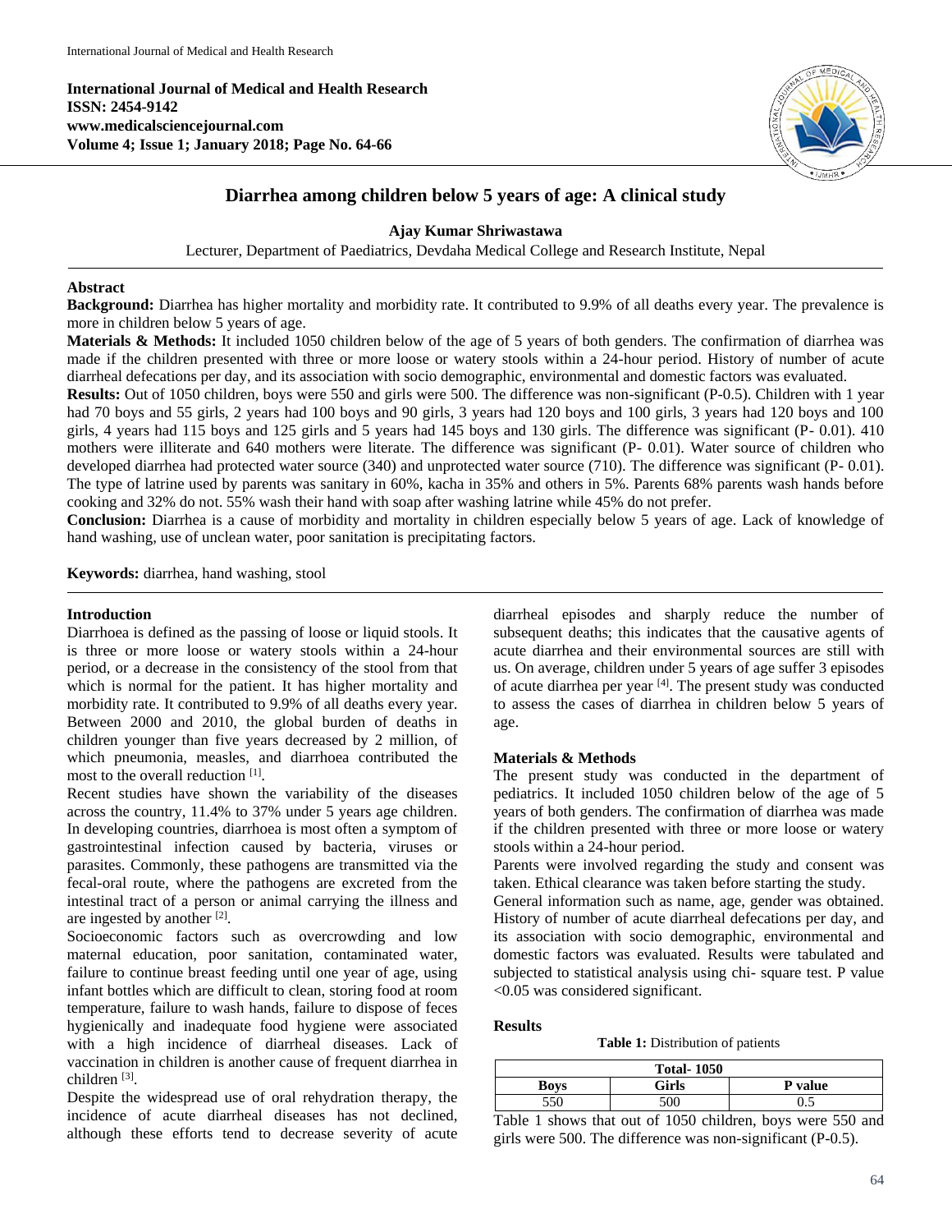**International Journal of Medical and Health Research**
**ISSN: 2454-9142**
**www.medicalsciencejournal.com**
**Volume 4; Issue 1; January 2018; Page No. 64-66**

# Diarrhea among children below 5 years of age: A clinical study

**Ajay Kumar Shriwastawa**

Lecturer, Department of Paediatrics, Devdaha Medical College and Research Institute, Nepal

## Abstract

**Background:** Diarrhea has higher mortality and morbidity rate. It contributed to 9.9% of all deaths every year. The prevalence is more in children below 5 years of age.

**Materials & Methods:** It included 1050 children below of the age of 5 years of both genders. The confirmation of diarrhea was made if the children presented with three or more loose or watery stools within a 24-hour period. History of number of acute diarrheal defecations per day, and its association with socio demographic, environmental and domestic factors was evaluated.

**Results:** Out of 1050 children, boys were 550 and girls were 500. The difference was non-significant (P-0.5). Children with 1 year had 70 boys and 55 girls, 2 years had 100 boys and 90 girls, 3 years had 120 boys and 100 girls, 3 years had 120 boys and 100 girls, 4 years had 115 boys and 125 girls and 5 years had 145 boys and 130 girls. The difference was significant (P- 0.01). 410 mothers were illiterate and 640 mothers were literate. The difference was significant (P- 0.01). Water source of children who developed diarrhea had protected water source (340) and unprotected water source (710). The difference was significant (P- 0.01). The type of latrine used by parents was sanitary in 60%, kacha in 35% and others in 5%. Parents 68% parents wash hands before cooking and 32% do not. 55% wash their hand with soap after washing latrine while 45% do not prefer.

**Conclusion:** Diarrhea is a cause of morbidity and mortality in children especially below 5 years of age. Lack of knowledge of hand washing, use of unclean water, poor sanitation is precipitating factors.

**Keywords:** diarrhea, hand washing, stool

## Introduction

Diarrhoea is defined as the passing of loose or liquid stools. It is three or more loose or watery stools within a 24-hour period, or a decrease in the consistency of the stool from that which is normal for the patient. It has higher mortality and morbidity rate. It contributed to 9.9% of all deaths every year. Between 2000 and 2010, the global burden of deaths in children younger than five years decreased by 2 million, of which pneumonia, measles, and diarrhoea contributed the most to the overall reduction [1].

Recent studies have shown the variability of the diseases across the country, 11.4% to 37% under 5 years age children. In developing countries, diarrhoea is most often a symptom of gastrointestinal infection caused by bacteria, viruses or parasites. Commonly, these pathogens are transmitted via the fecal-oral route, where the pathogens are excreted from the intestinal tract of a person or animal carrying the illness and are ingested by another [2].

Socioeconomic factors such as overcrowding and low maternal education, poor sanitation, contaminated water, failure to continue breast feeding until one year of age, using infant bottles which are difficult to clean, storing food at room temperature, failure to wash hands, failure to dispose of feces hygienically and inadequate food hygiene were associated with a high incidence of diarrheal diseases. Lack of vaccination in children is another cause of frequent diarrhea in children [3].

Despite the widespread use of oral rehydration therapy, the incidence of acute diarrheal diseases has not declined, although these efforts tend to decrease severity of acute diarrheal episodes and sharply reduce the number of subsequent deaths; this indicates that the causative agents of acute diarrhea and their environmental sources are still with us. On average, children under 5 years of age suffer 3 episodes of acute diarrhea per year [4]. The present study was conducted to assess the cases of diarrhea in children below 5 years of age.

## Materials & Methods

The present study was conducted in the department of pediatrics. It included 1050 children below of the age of 5 years of both genders. The confirmation of diarrhea was made if the children presented with three or more loose or watery stools within a 24-hour period.

Parents were involved regarding the study and consent was taken. Ethical clearance was taken before starting the study.

General information such as name, age, gender was obtained. History of number of acute diarrheal defecations per day, and its association with socio demographic, environmental and domestic factors was evaluated. Results were tabulated and subjected to statistical analysis using chi- square test. P value <0.05 was considered significant.

## Results

**Table 1:** Distribution of patients

| Total- 1050 | | |
|---|---|---|
| **Boys** | **Girls** | **P value** |
| 550 | 500 | 0.5 |

Table 1 shows that out of 1050 children, boys were 550 and girls were 500. The difference was non-significant (P-0.5).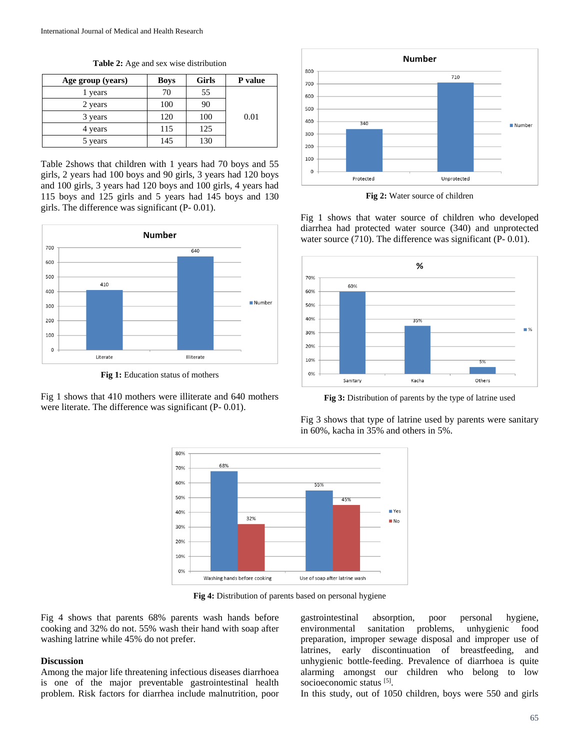**Table 2:** Age and sex wise distribution

| Age group (years) | Boys | Girls | P value |
|---|---|---|---|
| 1 years | 70 | 55 | 0.01 |
| 2 years | 100 | 90 | |
| 3 years | 120 | 100 | |
| 4 years | 115 | 125 | |
| 5 years | 145 | 130 | |

Table 2shows that children with 1 years had 70 boys and 55 girls, 2 years had 100 boys and 90 girls, 3 years had 120 boys and 100 girls, 3 years had 120 boys and 100 girls, 4 years had 115 boys and 125 girls and 5 years had 145 boys and 130 girls. The difference was significant (P- 0.01).

**Fig 1:** Education status of mothers

Fig 1 shows that 410 mothers were illiterate and 640 mothers were literate. The difference was significant (P- 0.01).

**Fig 2:** Water source of children

Fig 1 shows that water source of children who developed diarrhea had protected water source (340) and unprotected water source (710). The difference was significant (P- 0.01).

**Fig 3:** Distribution of parents by the type of latrine used

Fig 3 shows that type of latrine used by parents were sanitary in 60%, kacha in 35% and others in 5%.

**Fig 4:** Distribution of parents based on personal hygiene

Fig 4 shows that parents 68% parents wash hands before cooking and 32% do not. 55% wash their hand with soap after washing latrine while 45% do not prefer.

## Discussion

Among the major life threatening infectious diseases diarrhoea is one of the major preventable gastrointestinal health problem. Risk factors for diarrhea include malnutrition, poor gastrointestinal absorption, poor personal hygiene, environmental sanitation problems, unhygienic food preparation, improper sewage disposal and improper use of latrines, early discontinuation of breastfeeding, and unhygienic bottle-feeding. Prevalence of diarrhoea is quite alarming amongst our children who belong to low socioeconomic status [5].

In this study, out of 1050 children, boys were 550 and girls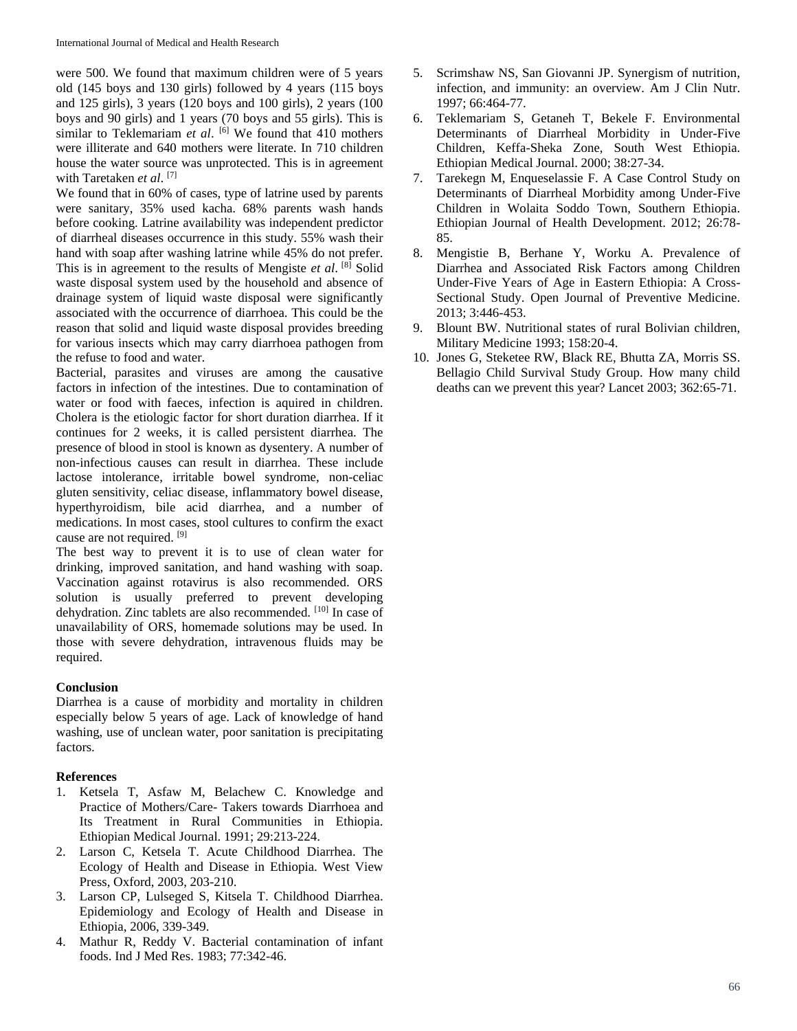were 500. We found that maximum children were of 5 years old (145 boys and 130 girls) followed by 4 years (115 boys and 125 girls), 3 years (120 boys and 100 girls), 2 years (100 boys and 90 girls) and 1 years (70 boys and 55 girls). This is similar to Teklemariam *et al*. [6] We found that 410 mothers were illiterate and 640 mothers were literate. In 710 children house the water source was unprotected. This is in agreement with Taretaken *et al*. [7]

We found that in 60% of cases, type of latrine used by parents were sanitary, 35% used kacha. 68% parents wash hands before cooking. Latrine availability was independent predictor of diarrheal diseases occurrence in this study. 55% wash their hand with soap after washing latrine while 45% do not prefer. This is in agreement to the results of Mengiste *et al*. [8] Solid waste disposal system used by the household and absence of drainage system of liquid waste disposal were significantly associated with the occurrence of diarrhoea. This could be the reason that solid and liquid waste disposal provides breeding for various insects which may carry diarrhoea pathogen from the refuse to food and water.

Bacterial, parasites and viruses are among the causative factors in infection of the intestines. Due to contamination of water or food with faeces, infection is aquired in children. Cholera is the etiologic factor for short duration diarrhea. If it continues for 2 weeks, it is called persistent diarrhea. The presence of blood in stool is known as dysentery. A number of non-infectious causes can result in diarrhea. These include lactose intolerance, irritable bowel syndrome, non-celiac gluten sensitivity, celiac disease, inflammatory bowel disease, hyperthyroidism, bile acid diarrhea, and a number of medications. In most cases, stool cultures to confirm the exact cause are not required. [9]

The best way to prevent it is to use of clean water for drinking, improved sanitation, and hand washing with soap. Vaccination against rotavirus is also recommended. ORS solution is usually preferred to prevent developing dehydration. Zinc tablets are also recommended. [10] In case of unavailability of ORS, homemade solutions may be used. In those with severe dehydration, intravenous fluids may be required.

## Conclusion

Diarrhea is a cause of morbidity and mortality in children especially below 5 years of age. Lack of knowledge of hand washing, use of unclean water, poor sanitation is precipitating factors.

## References

1. Ketsela T, Asfaw M, Belachew C. Knowledge and Practice of Mothers/Care- Takers towards Diarrhoea and Its Treatment in Rural Communities in Ethiopia. Ethiopian Medical Journal. 1991; 29:213-224.
2. Larson C, Ketsela T. Acute Childhood Diarrhea. The Ecology of Health and Disease in Ethiopia. West View Press, Oxford, 2003, 203-210.
3. Larson CP, Lulseged S, Kitsela T. Childhood Diarrhea. Epidemiology and Ecology of Health and Disease in Ethiopia, 2006, 339-349.
4. Mathur R, Reddy V. Bacterial contamination of infant foods. Ind J Med Res. 1983; 77:342-46.
5. Scrimshaw NS, San Giovanni JP. Synergism of nutrition, infection, and immunity: an overview. Am J Clin Nutr. 1997; 66:464-77.
6. Teklemariam S, Getaneh T, Bekele F. Environmental Determinants of Diarrheal Morbidity in Under-Five Children, Keffa-Sheka Zone, South West Ethiopia. Ethiopian Medical Journal. 2000; 38:27-34.
7. Tarekegn M, Enqueselassie F. A Case Control Study on Determinants of Diarrheal Morbidity among Under-Five Children in Wolaita Soddo Town, Southern Ethiopia. Ethiopian Journal of Health Development. 2012; 26:78-85.
8. Mengistie B, Berhane Y, Worku A. Prevalence of Diarrhea and Associated Risk Factors among Children Under-Five Years of Age in Eastern Ethiopia: A Cross-Sectional Study. Open Journal of Preventive Medicine. 2013; 3:446-453.
9. Blount BW. Nutritional states of rural Bolivian children, Military Medicine 1993; 158:20-4.
10. Jones G, Steketee RW, Black RE, Bhutta ZA, Morris SS. Bellagio Child Survival Study Group. How many child deaths can we prevent this year? Lancet 2003; 362:65-71.